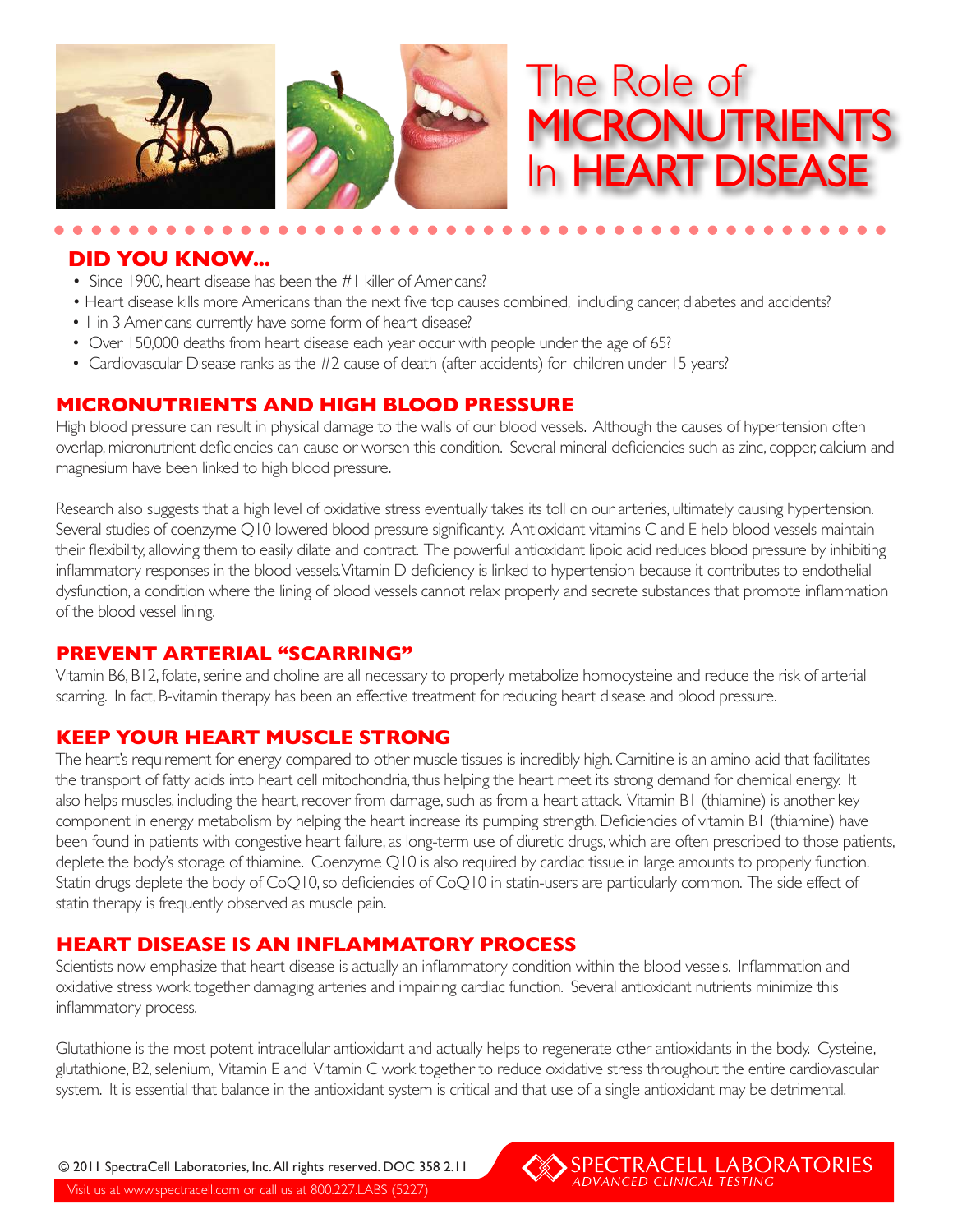# The Role of MICRONUTRIENTS In HEART DISEASE

## DID YOU KNOW...

- Since 1900, heart disease has been the #1 killer of Americans?
- Heart disease kills more Americans than the next five top causes combined, including cancer, diabetes and accidents?
- 1 in 3 Americans currently have some form of heart disease?
- Over 150,000 deaths from heart disease each year occur with people under the age of 65?
- Cardiovascular Disease ranks as the #2 cause of death (after accidents) for children under 15 years?

## MICRONUTRIENTS AND HIGH BLOOD PRESSURE

High blood pressure can result in physical damage to the walls of our blood vessels. Although the causes of hypertension often overlap, micronutrient deficiencies can cause or worsen this condition. Several mineral deficiencies such as zinc, copper, calcium and magnesium have been linked to high blood pressure.

Research also suggests that a high level of oxidative stress eventually takes its toll on our arteries, ultimately causing hypertension. Several studies of coenzyme Q10 lowered blood pressure significantly. Antioxidant vitamins C and E help blood vessels maintain their flexibility, allowing them to easily dilate and contract. The powerful antioxidant lipoic acid reduces blood pressure by inhibiting inflammatory responses in the blood vessels. Vitamin D deficiency is linked to hypertension because it contributes to endothelial dysfunction, a condition where the lining of blood vessels cannot relax properly and secrete substances that promote inflammation of the blood vessel lining.

## PREVENT ARTERIAL "SCARRING"

Vitamin B6, B12, folate, serine and choline are all necessary to properly metabolize homocysteine and reduce the risk of arterial scarring. In fact, B-vitamin therapy has been an effective treatment for reducing heart disease and blood pressure.

## KEEP YOUR HEART MUSCLE STRONG

The heart's requirement for energy compared to other muscle tissues is incredibly high. Carnitine is an amino acid that facilitates the transport of fatty acids into heart cell mitochondria, thus helping the heart meet its strong demand for chemical energy. It also helps muscles, including the heart, recover from damage, such as from a heart attack. Vitamin B1 (thiamine) is another key component in energy metabolism by helping the heart increase its pumping strength. Deficiencies of vitamin B1 (thiamine) have been found in patients with congestive heart failure, as long-term use of diuretic drugs, which are often prescribed to those patients, deplete the body's storage of thiamine. Coenzyme Q10 is also required by cardiac tissue in large amounts to properly function. Statin drugs deplete the body of CoQ10, so deficiencies of CoQ10 in statin-users are particularly common. The side effect of statin therapy is frequently observed as muscle pain.

## HEART DISEASE IS AN INFLAMMATORY PROCESS

Scientists now emphasize that heart disease is actually an inflammatory condition within the blood vessels. Inflammation and oxidative stress work together damaging arteries and impairing cardiac function. Several antioxidant nutrients minimize this inflammatory process.

Glutathione is the most potent intracellular antioxidant and actually helps to regenerate other antioxidants in the body. Cysteine, glutathione, B2, selenium, Vitamin E and Vitamin C work together to reduce oxidative stress throughout the entire cardiovascular system. It is essential that balance in the antioxidant system is critical and that use of a single antioxidant may be detrimental.

© 2011 SpectraCell Laboratories, Inc. All rights reserved. DOC 358 2.11

Visit us at www.spectracell.com or call us at 800.227.LABS (5227)

SPECTRACELL LABORATORIES
*ADVANCED CLINICAL TESTING*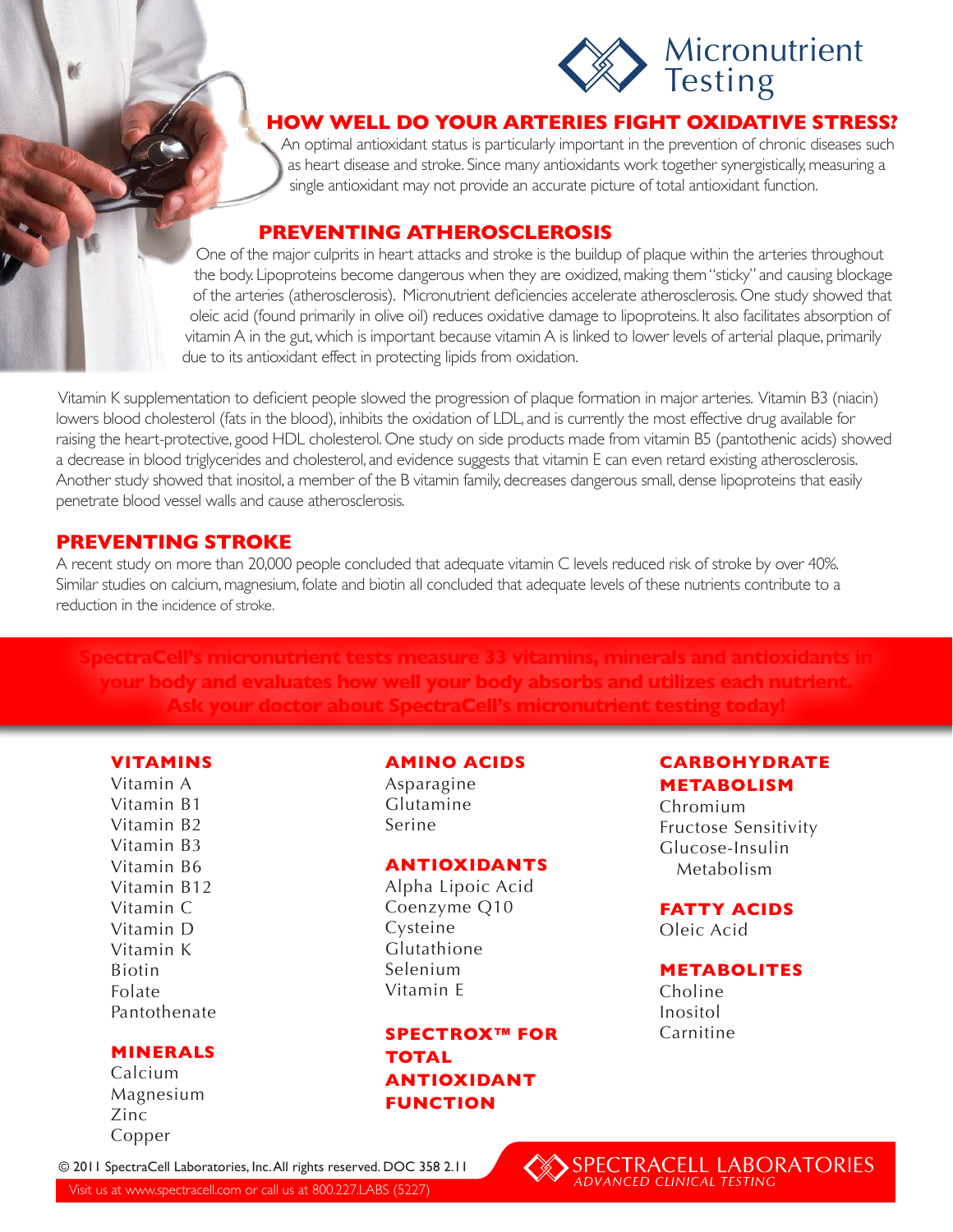# Micronutrient Testing

## HOW WELL DO YOUR ARTERIES FIGHT OXIDATIVE STRESS?

An optimal antioxidant status is particularly important in the prevention of chronic diseases such as heart disease and stroke. Since many antioxidants work together synergistically, measuring a single antioxidant may not provide an accurate picture of total antioxidant function.

## PREVENTING ATHEROSCLEROSIS

One of the major culprits in heart attacks and stroke is the buildup of plaque within the arteries throughout the body. Lipoproteins become dangerous when they are oxidized, making them "sticky" and causing blockage of the arteries (atherosclerosis). Micronutrient deficiencies accelerate atherosclerosis. One study showed that oleic acid (found primarily in olive oil) reduces oxidative damage to lipoproteins. It also facilitates absorption of vitamin A in the gut, which is important because vitamin A is linked to lower levels of arterial plaque, primarily due to its antioxidant effect in protecting lipids from oxidation.

Vitamin K supplementation to deficient people slowed the progression of plaque formation in major arteries. Vitamin B3 (niacin) lowers blood cholesterol (fats in the blood), inhibits the oxidation of LDL, and is currently the most effective drug available for raising the heart-protective, good HDL cholesterol. One study on side products made from vitamin B5 (pantothenic acids) showed a decrease in blood triglycerides and cholesterol, and evidence suggests that vitamin E can even retard existing atherosclerosis. Another study showed that inositol, a member of the B vitamin family, decreases dangerous small, dense lipoproteins that easily penetrate blood vessel walls and cause atherosclerosis.

## PREVENTING STROKE

A recent study on more than 20,000 people concluded that adequate vitamin C levels reduced risk of stroke by over 40%. Similar studies on calcium, magnesium, folate and biotin all concluded that adequate levels of these nutrients contribute to a reduction in the incidence of stroke.

**SpectraCell's micronutrient tests measure 33 vitamins, minerals and antioxidants in your body and evaluates how well your body absorbs and utilizes each nutrient. Ask your doctor about SpectraCell's micronutrient testing today!**

### VITAMINS
- Vitamin A
- Vitamin B1
- Vitamin B2
- Vitamin B3
- Vitamin B6
- Vitamin B12
- Vitamin C
- Vitamin D
- Vitamin K
- Biotin
- Folate
- Pantothenate

### MINERALS
- Calcium
- Magnesium
- Zinc
- Copper

### AMINO ACIDS
- Asparagine
- Glutamine
- Serine

### ANTIOXIDANTS
- Alpha Lipoic Acid
- Coenzyme Q10
- Cysteine
- Glutathione
- Selenium
- Vitamin E

### SPECTROX™ FOR TOTAL ANTIOXIDANT FUNCTION

### CARBOHYDRATE METABOLISM
- Chromium
- Fructose Sensitivity
- Glucose-Insulin Metabolism

### FATTY ACIDS
- Oleic Acid

### METABOLITES
- Choline
- Inositol
- Carnitine

© 2011 SpectraCell Laboratories, Inc. All rights reserved. DOC 358 2.11

Visit us at www.spectracell.com or call us at 800.227.LABS (5227)

SPECTRACELL LABORATORIES
*ADVANCED CLINICAL TESTING*